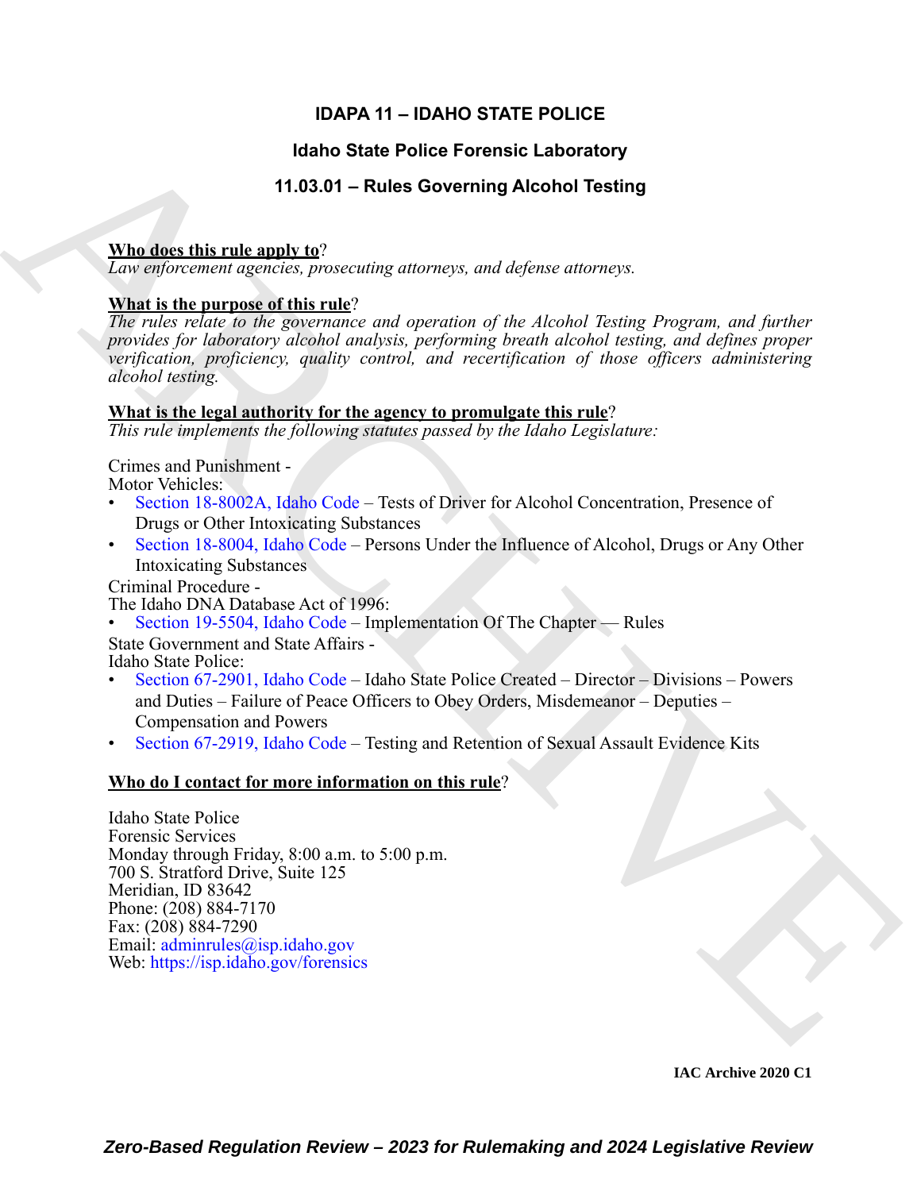# IDAPA 11 – IDAHO STATE POLICE

## Idaho State Police Forensic Laboratory

## 11.03.01 – Rules Governing Alcohol Testing

**Who does this rule apply to**?

*Law enforcement agencies, prosecuting attorneys, and defense attorneys.*

**What is the purpose of this rule**?

*The rules relate to the governance and operation of the Alcohol Testing Program, and further provides for laboratory alcohol analysis, performing breath alcohol testing, and defines proper verification, proficiency, quality control, and recertification of those officers administering alcohol testing.*

**What is the legal authority for the agency to promulgate this rule**?

*This rule implements the following statutes passed by the Idaho Legislature:*

Crimes and Punishment -
Motor Vehicles:

- Section 18-8002A, Idaho Code – Tests of Driver for Alcohol Concentration, Presence of Drugs or Other Intoxicating Substances
- Section 18-8004, Idaho Code – Persons Under the Influence of Alcohol, Drugs or Any Other Intoxicating Substances

Criminal Procedure -
The Idaho DNA Database Act of 1996:

- Section 19-5504, Idaho Code – Implementation Of The Chapter — Rules

State Government and State Affairs -
Idaho State Police:

- Section 67-2901, Idaho Code – Idaho State Police Created – Director – Divisions – Powers and Duties – Failure of Peace Officers to Obey Orders, Misdemeanor – Deputies – Compensation and Powers
- Section 67-2919, Idaho Code – Testing and Retention of Sexual Assault Evidence Kits

**Who do I contact for more information on this rule**?

Idaho State Police
Forensic Services
Monday through Friday, 8:00 a.m. to 5:00 p.m.
700 S. Stratford Drive, Suite 125
Meridian, ID 83642
Phone: (208) 884-7170
Fax: (208) 884-7290
Email: adminrules@isp.idaho.gov
Web: https://isp.idaho.gov/forensics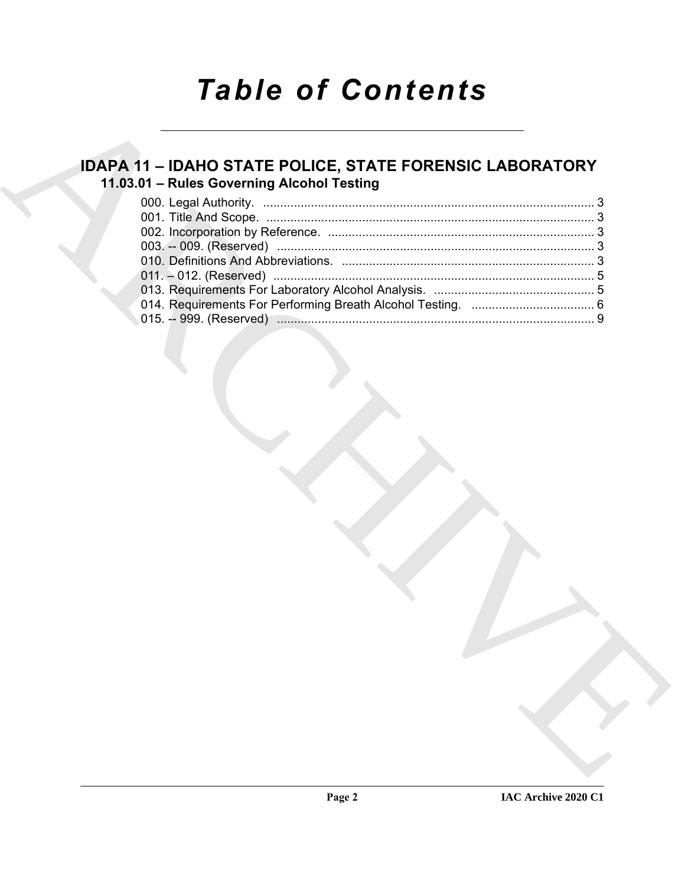# *Table of Contents*

## IDAPA 11 – IDAHO STATE POLICE, STATE FORENSIC LABORATORY

### 11.03.01 – Rules Governing Alcohol Testing

000. Legal Authority. ..... 3
001. Title And Scope. ..... 3
002. Incorporation by Reference. ..... 3
003. -- 009. (Reserved) ..... 3
010. Definitions And Abbreviations. ..... 3
011. – 012. (Reserved) ..... 5
013. Requirements For Laboratory Alcohol Analysis. ..... 5
014. Requirements For Performing Breath Alcohol Testing. ..... 6
015. -- 999. (Reserved) ..... 9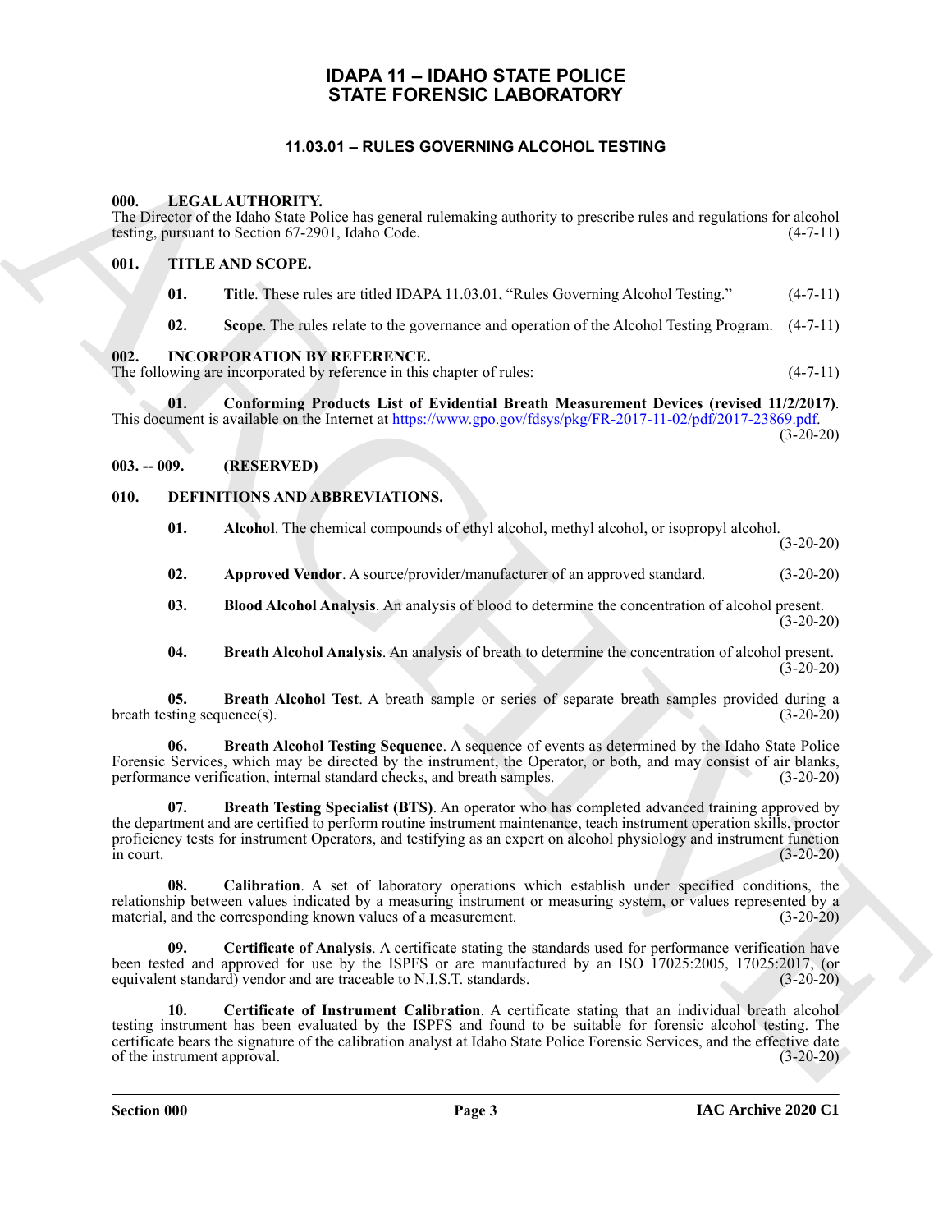# IDAPA 11 – IDAHO STATE POLICE
# STATE FORENSIC LABORATORY

## 11.03.01 – RULES GOVERNING ALCOHOL TESTING

**000. LEGAL AUTHORITY.**

The Director of the Idaho State Police has general rulemaking authority to prescribe rules and regulations for alcohol testing, pursuant to Section 67-2901, Idaho Code. (4-7-11)

**001. TITLE AND SCOPE.**

**01. Title**. These rules are titled IDAPA 11.03.01, "Rules Governing Alcohol Testing." (4-7-11)

**02. Scope**. The rules relate to the governance and operation of the Alcohol Testing Program. (4-7-11)

**002. INCORPORATION BY REFERENCE.**

The following are incorporated by reference in this chapter of rules: (4-7-11)

**01. Conforming Products List of Evidential Breath Measurement Devices (revised 11/2/2017)**. This document is available on the Internet at https://www.gpo.gov/fdsys/pkg/FR-2017-11-02/pdf/2017-23869.pdf. (3-20-20)

**003. -- 009. (RESERVED)**

**010. DEFINITIONS AND ABBREVIATIONS.**

**01. Alcohol**. The chemical compounds of ethyl alcohol, methyl alcohol, or isopropyl alcohol. (3-20-20)

**02. Approved Vendor**. A source/provider/manufacturer of an approved standard. (3-20-20)

**03. Blood Alcohol Analysis**. An analysis of blood to determine the concentration of alcohol present. (3-20-20)

**04. Breath Alcohol Analysis**. An analysis of breath to determine the concentration of alcohol present. (3-20-20)

**05. Breath Alcohol Test**. A breath sample or series of separate breath samples provided during a breath testing sequence(s). (3-20-20)

**06. Breath Alcohol Testing Sequence**. A sequence of events as determined by the Idaho State Police Forensic Services, which may be directed by the instrument, the Operator, or both, and may consist of air blanks, performance verification, internal standard checks, and breath samples. (3-20-20)

**07. Breath Testing Specialist (BTS)**. An operator who has completed advanced training approved by the department and are certified to perform routine instrument maintenance, teach instrument operation skills, proctor proficiency tests for instrument Operators, and testifying as an expert on alcohol physiology and instrument function in court. (3-20-20)

**08. Calibration**. A set of laboratory operations which establish under specified conditions, the relationship between values indicated by a measuring instrument or measuring system, or values represented by a material, and the corresponding known values of a measurement. (3-20-20)

**09. Certificate of Analysis**. A certificate stating the standards used for performance verification have been tested and approved for use by the ISPFS or are manufactured by an ISO 17025:2005, 17025:2017, (or equivalent standard) vendor and are traceable to N.I.S.T. standards. (3-20-20)

**10. Certificate of Instrument Calibration**. A certificate stating that an individual breath alcohol testing instrument has been evaluated by the ISPFS and found to be suitable for forensic alcohol testing. The certificate bears the signature of the calibration analyst at Idaho State Police Forensic Services, and the effective date of the instrument approval. (3-20-20)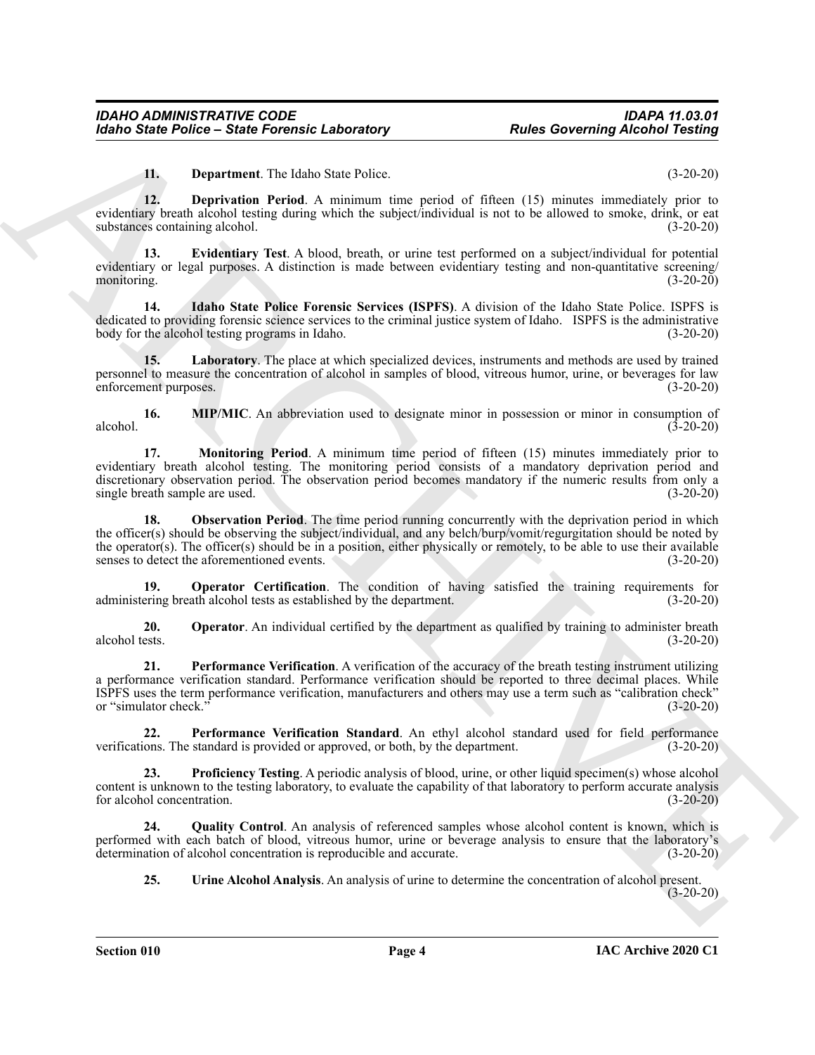**11. Department**. The Idaho State Police. (3-20-20)

**12. Deprivation Period**. A minimum time period of fifteen (15) minutes immediately prior to evidentiary breath alcohol testing during which the subject/individual is not to be allowed to smoke, drink, or eat substances containing alcohol. (3-20-20)

**13. Evidentiary Test**. A blood, breath, or urine test performed on a subject/individual for potential evidentiary or legal purposes. A distinction is made between evidentiary testing and non-quantitative screening/monitoring. (3-20-20)

**14. Idaho State Police Forensic Services (ISPFS)**. A division of the Idaho State Police. ISPFS is dedicated to providing forensic science services to the criminal justice system of Idaho. ISPFS is the administrative body for the alcohol testing programs in Idaho. (3-20-20)

**15. Laboratory**. The place at which specialized devices, instruments and methods are used by trained personnel to measure the concentration of alcohol in samples of blood, vitreous humor, urine, or beverages for law enforcement purposes. (3-20-20)

**16. MIP/MIC**. An abbreviation used to designate minor in possession or minor in consumption of alcohol. (3-20-20)

**17. Monitoring Period**. A minimum time period of fifteen (15) minutes immediately prior to evidentiary breath alcohol testing. The monitoring period consists of a mandatory deprivation period and discretionary observation period. The observation period becomes mandatory if the numeric results from only a single breath sample are used. (3-20-20)

**18. Observation Period**. The time period running concurrently with the deprivation period in which the officer(s) should be observing the subject/individual, and any belch/burp/vomit/regurgitation should be noted by the operator(s). The officer(s) should be in a position, either physically or remotely, to be able to use their available senses to detect the aforementioned events. (3-20-20)

**19. Operator Certification**. The condition of having satisfied the training requirements for administering breath alcohol tests as established by the department. (3-20-20)

**20. Operator**. An individual certified by the department as qualified by training to administer breath alcohol tests. (3-20-20)

**21. Performance Verification**. A verification of the accuracy of the breath testing instrument utilizing a performance verification standard. Performance verification should be reported to three decimal places. While ISPFS uses the term performance verification, manufacturers and others may use a term such as "calibration check" or "simulator check." (3-20-20)

**22. Performance Verification Standard**. An ethyl alcohol standard used for field performance verifications. The standard is provided or approved, or both, by the department. (3-20-20)

**23. Proficiency Testing**. A periodic analysis of blood, urine, or other liquid specimen(s) whose alcohol content is unknown to the testing laboratory, to evaluate the capability of that laboratory to perform accurate analysis for alcohol concentration. (3-20-20)

**24. Quality Control**. An analysis of referenced samples whose alcohol content is known, which is performed with each batch of blood, vitreous humor, urine or beverage analysis to ensure that the laboratory's determination of alcohol concentration is reproducible and accurate. (3-20-20)

**25. Urine Alcohol Analysis**. An analysis of urine to determine the concentration of alcohol present. (3-20-20)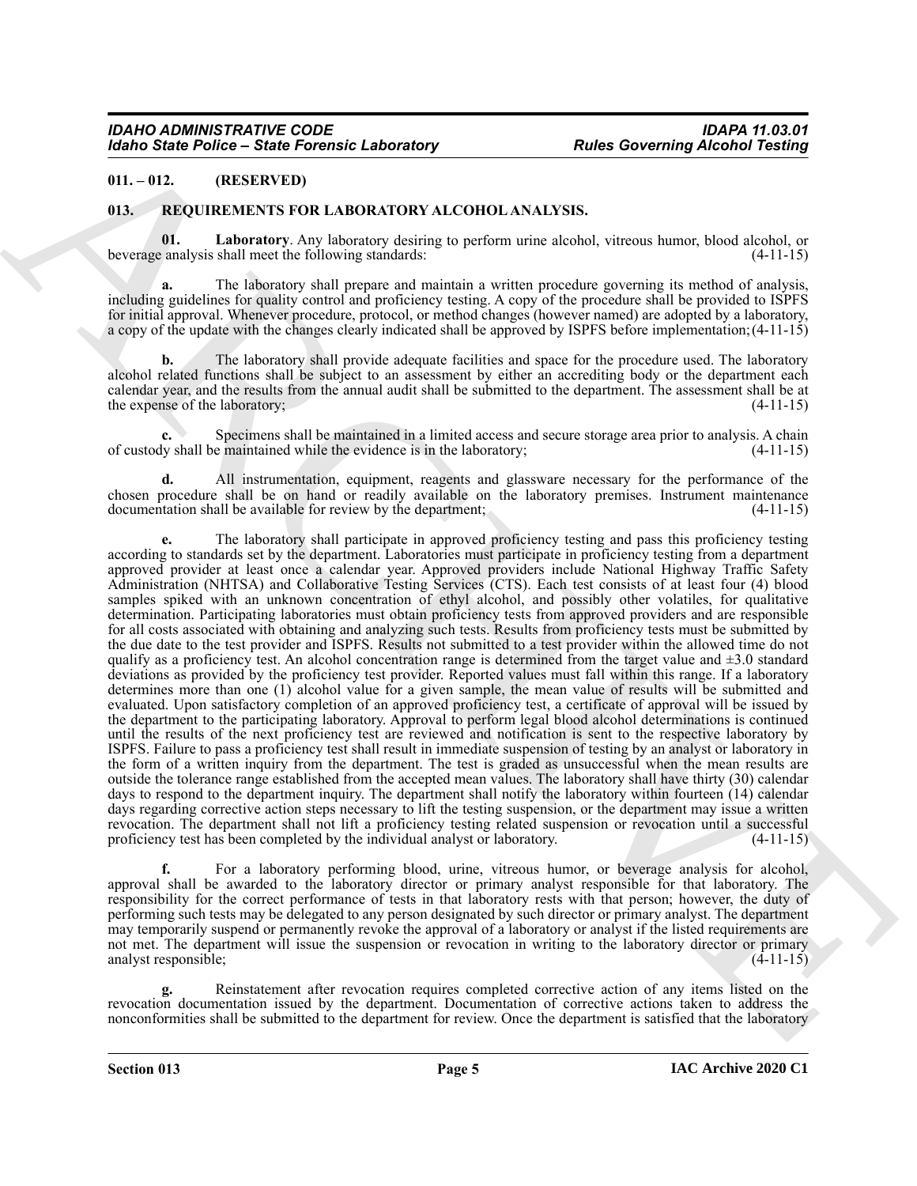## 011. – 012. (RESERVED)

## 013. REQUIREMENTS FOR LABORATORY ALCOHOL ANALYSIS.

**01. Laboratory**. Any laboratory desiring to perform urine alcohol, vitreous humor, blood alcohol, or beverage analysis shall meet the following standards: (4-11-15)

**a.** The laboratory shall prepare and maintain a written procedure governing its method of analysis, including guidelines for quality control and proficiency testing. A copy of the procedure shall be provided to ISPFS for initial approval. Whenever procedure, protocol, or method changes (however named) are adopted by a laboratory, a copy of the update with the changes clearly indicated shall be approved by ISPFS before implementation; (4-11-15)

**b.** The laboratory shall provide adequate facilities and space for the procedure used. The laboratory alcohol related functions shall be subject to an assessment by either an accrediting body or the department each calendar year, and the results from the annual audit shall be submitted to the department. The assessment shall be at the expense of the laboratory; (4-11-15)

**c.** Specimens shall be maintained in a limited access and secure storage area prior to analysis. A chain of custody shall be maintained while the evidence is in the laboratory; (4-11-15)

**d.** All instrumentation, equipment, reagents and glassware necessary for the performance of the chosen procedure shall be on hand or readily available on the laboratory premises. Instrument maintenance documentation shall be available for review by the department; (4-11-15)

**e.** The laboratory shall participate in approved proficiency testing and pass this proficiency testing according to standards set by the department. Laboratories must participate in proficiency testing from a department approved provider at least once a calendar year. Approved providers include National Highway Traffic Safety Administration (NHTSA) and Collaborative Testing Services (CTS). Each test consists of at least four (4) blood samples spiked with an unknown concentration of ethyl alcohol, and possibly other volatiles, for qualitative determination. Participating laboratories must obtain proficiency tests from approved providers and are responsible for all costs associated with obtaining and analyzing such tests. Results from proficiency tests must be submitted by the due date to the test provider and ISPFS. Results not submitted to a test provider within the allowed time do not qualify as a proficiency test. An alcohol concentration range is determined from the target value and ±3.0 standard deviations as provided by the proficiency test provider. Reported values must fall within this range. If a laboratory determines more than one (1) alcohol value for a given sample, the mean value of results will be submitted and evaluated. Upon satisfactory completion of an approved proficiency test, a certificate of approval will be issued by the department to the participating laboratory. Approval to perform legal blood alcohol determinations is continued until the results of the next proficiency test are reviewed and notification is sent to the respective laboratory by ISPFS. Failure to pass a proficiency test shall result in immediate suspension of testing by an analyst or laboratory in the form of a written inquiry from the department. The test is graded as unsuccessful when the mean results are outside the tolerance range established from the accepted mean values. The laboratory shall have thirty (30) calendar days to respond to the department inquiry. The department shall notify the laboratory within fourteen (14) calendar days regarding corrective action steps necessary to lift the testing suspension, or the department may issue a written revocation. The department shall not lift a proficiency testing related suspension or revocation until a successful proficiency test has been completed by the individual analyst or laboratory. (4-11-15)

**f.** For a laboratory performing blood, urine, vitreous humor, or beverage analysis for alcohol, approval shall be awarded to the laboratory director or primary analyst responsible for that laboratory. The responsibility for the correct performance of tests in that laboratory rests with that person; however, the duty of performing such tests may be delegated to any person designated by such director or primary analyst. The department may temporarily suspend or permanently revoke the approval of a laboratory or analyst if the listed requirements are not met. The department will issue the suspension or revocation in writing to the laboratory director or primary analyst responsible; (4-11-15)

**g.** Reinstatement after revocation requires completed corrective action of any items listed on the revocation documentation issued by the department. Documentation of corrective actions taken to address the nonconformities shall be submitted to the department for review. Once the department is satisfied that the laboratory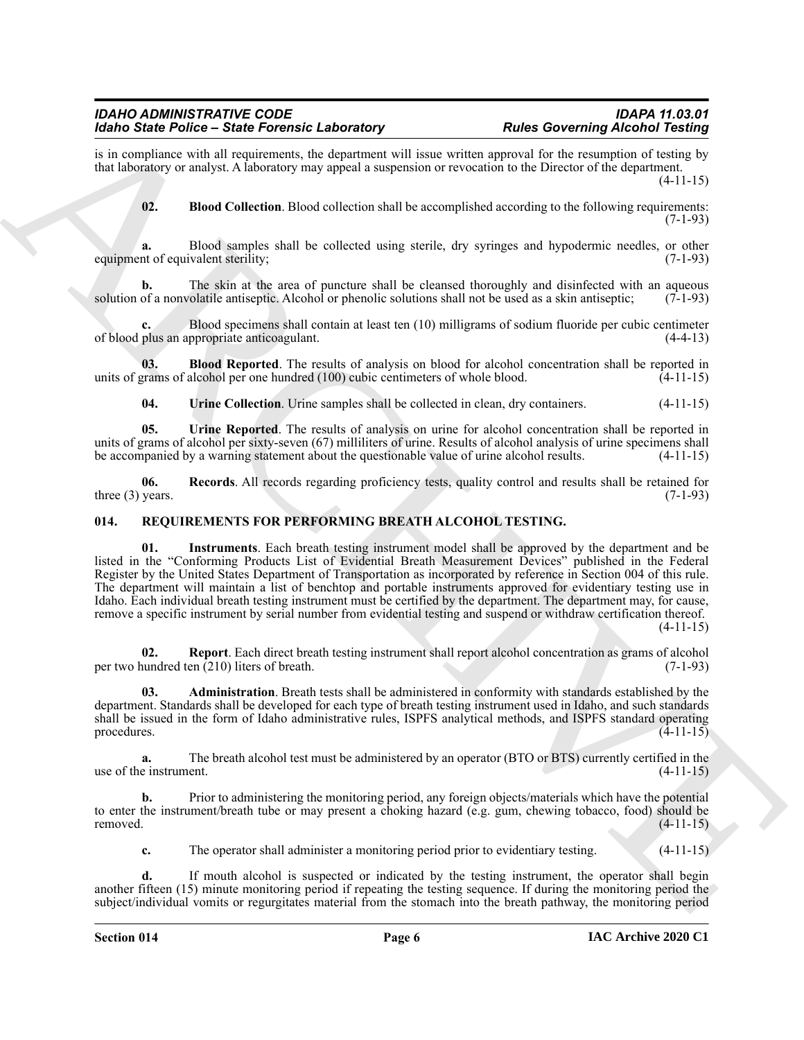is in compliance with all requirements, the department will issue written approval for the resumption of testing by that laboratory or analyst. A laboratory may appeal a suspension or revocation to the Director of the department. (4-11-15)

**02. Blood Collection**. Blood collection shall be accomplished according to the following requirements: (7-1-93)

**a.** Blood samples shall be collected using sterile, dry syringes and hypodermic needles, or other equipment of equivalent sterility; (7-1-93)

**b.** The skin at the area of puncture shall be cleansed thoroughly and disinfected with an aqueous solution of a nonvolatile antiseptic. Alcohol or phenolic solutions shall not be used as a skin antiseptic; (7-1-93)

**c.** Blood specimens shall contain at least ten (10) milligrams of sodium fluoride per cubic centimeter of blood plus an appropriate anticoagulant. (4-4-13)

**03. Blood Reported**. The results of analysis on blood for alcohol concentration shall be reported in units of grams of alcohol per one hundred (100) cubic centimeters of whole blood. (4-11-15)

**04. Urine Collection**. Urine samples shall be collected in clean, dry containers. (4-11-15)

**05. Urine Reported**. The results of analysis on urine for alcohol concentration shall be reported in units of grams of alcohol per sixty-seven (67) milliliters of urine. Results of alcohol analysis of urine specimens shall be accompanied by a warning statement about the questionable value of urine alcohol results. (4-11-15)

**06. Records**. All records regarding proficiency tests, quality control and results shall be retained for three (3) years. (7-1-93)

## 014. REQUIREMENTS FOR PERFORMING BREATH ALCOHOL TESTING.

**01. Instruments**. Each breath testing instrument model shall be approved by the department and be listed in the "Conforming Products List of Evidential Breath Measurement Devices" published in the Federal Register by the United States Department of Transportation as incorporated by reference in Section 004 of this rule. The department will maintain a list of benchtop and portable instruments approved for evidentiary testing use in Idaho. Each individual breath testing instrument must be certified by the department. The department may, for cause, remove a specific instrument by serial number from evidential testing and suspend or withdraw certification thereof. (4-11-15)

**02. Report**. Each direct breath testing instrument shall report alcohol concentration as grams of alcohol per two hundred ten (210) liters of breath. (7-1-93)

**03. Administration**. Breath tests shall be administered in conformity with standards established by the department. Standards shall be developed for each type of breath testing instrument used in Idaho, and such standards shall be issued in the form of Idaho administrative rules, ISPFS analytical methods, and ISPFS standard operating procedures. (4-11-15)

**a.** The breath alcohol test must be administered by an operator (BTO or BTS) currently certified in the use of the instrument. (4-11-15)

**b.** Prior to administering the monitoring period, any foreign objects/materials which have the potential to enter the instrument/breath tube or may present a choking hazard (e.g. gum, chewing tobacco, food) should be removed. (4-11-15)

**c.** The operator shall administer a monitoring period prior to evidentiary testing. (4-11-15)

**d.** If mouth alcohol is suspected or indicated by the testing instrument, the operator shall begin another fifteen (15) minute monitoring period if repeating the testing sequence. If during the monitoring period the subject/individual vomits or regurgitates material from the stomach into the breath pathway, the monitoring period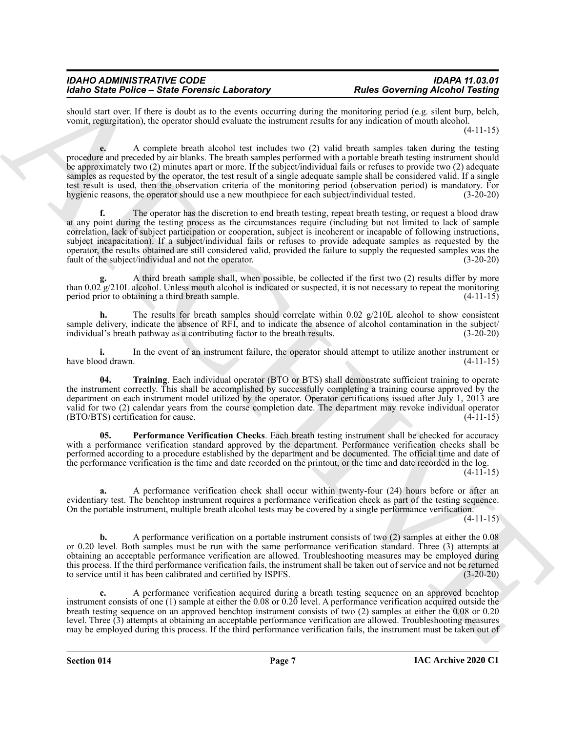should start over. If there is doubt as to the events occurring during the monitoring period (e.g. silent burp, belch, vomit, regurgitation), the operator should evaluate the instrument results for any indication of mouth alcohol. (4-11-15)

**e.** A complete breath alcohol test includes two (2) valid breath samples taken during the testing procedure and preceded by air blanks. The breath samples performed with a portable breath testing instrument should be approximately two (2) minutes apart or more. If the subject/individual fails or refuses to provide two (2) adequate samples as requested by the operator, the test result of a single adequate sample shall be considered valid. If a single test result is used, then the observation criteria of the monitoring period (observation period) is mandatory. For hygienic reasons, the operator should use a new mouthpiece for each subject/individual tested. (3-20-20)

**f.** The operator has the discretion to end breath testing, repeat breath testing, or request a blood draw at any point during the testing process as the circumstances require (including but not limited to lack of sample correlation, lack of subject participation or cooperation, subject is incoherent or incapable of following instructions, subject incapacitation). If a subject/individual fails or refuses to provide adequate samples as requested by the operator, the results obtained are still considered valid, provided the failure to supply the requested samples was the fault of the subject/individual and not the operator. (3-20-20)

**g.** A third breath sample shall, when possible, be collected if the first two (2) results differ by more than 0.02 g/210L alcohol. Unless mouth alcohol is indicated or suspected, it is not necessary to repeat the monitoring period prior to obtaining a third breath sample. (4-11-15)

**h.** The results for breath samples should correlate within 0.02 g/210L alcohol to show consistent sample delivery, indicate the absence of RFI, and to indicate the absence of alcohol contamination in the subject/individual's breath pathway as a contributing factor to the breath results. (3-20-20)

**i.** In the event of an instrument failure, the operator should attempt to utilize another instrument or have blood drawn. (4-11-15)

**04. Training**. Each individual operator (BTO or BTS) shall demonstrate sufficient training to operate the instrument correctly. This shall be accomplished by successfully completing a training course approved by the department on each instrument model utilized by the operator. Operator certifications issued after July 1, 2013 are valid for two (2) calendar years from the course completion date. The department may revoke individual operator (BTO/BTS) certification for cause. (4-11-15)

**05. Performance Verification Checks**. Each breath testing instrument shall be checked for accuracy with a performance verification standard approved by the department. Performance verification checks shall be performed according to a procedure established by the department and be documented. The official time and date of the performance verification is the time and date recorded on the printout, or the time and date recorded in the log. (4-11-15)

**a.** A performance verification check shall occur within twenty-four (24) hours before or after an evidentiary test. The benchtop instrument requires a performance verification check as part of the testing sequence. On the portable instrument, multiple breath alcohol tests may be covered by a single performance verification. (4-11-15)

**b.** A performance verification on a portable instrument consists of two (2) samples at either the 0.08 or 0.20 level. Both samples must be run with the same performance verification standard. Three (3) attempts at obtaining an acceptable performance verification are allowed. Troubleshooting measures may be employed during this process. If the third performance verification fails, the instrument shall be taken out of service and not be returned to service until it has been calibrated and certified by ISPFS. (3-20-20)

**c.** A performance verification acquired during a breath testing sequence on an approved benchtop instrument consists of one (1) sample at either the 0.08 or 0.20 level. A performance verification acquired outside the breath testing sequence on an approved benchtop instrument consists of two (2) samples at either the 0.08 or 0.20 level. Three (3) attempts at obtaining an acceptable performance verification are allowed. Troubleshooting measures may be employed during this process. If the third performance verification fails, the instrument must be taken out of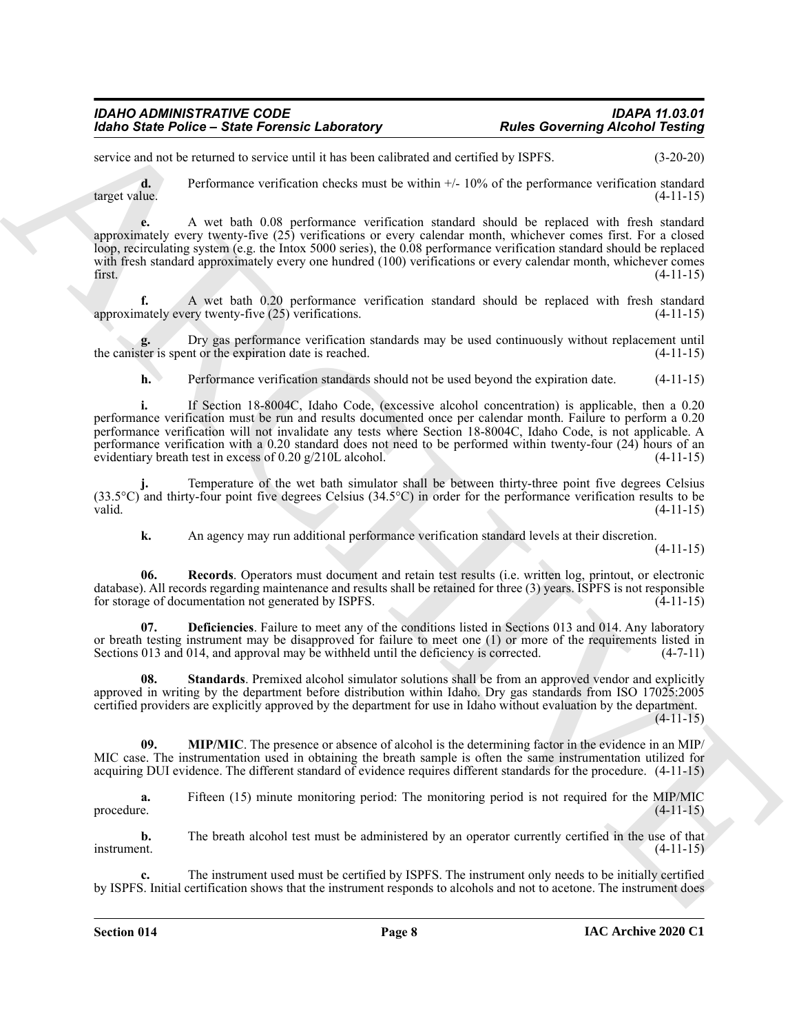service and not be returned to service until it has been calibrated and certified by ISPFS. (3-20-20)

**d.** Performance verification checks must be within +/- 10% of the performance verification standard target value. (4-11-15)

**e.** A wet bath 0.08 performance verification standard should be replaced with fresh standard approximately every twenty-five (25) verifications or every calendar month, whichever comes first. For a closed loop, recirculating system (e.g. the Intox 5000 series), the 0.08 performance verification standard should be replaced with fresh standard approximately every one hundred (100) verifications or every calendar month, whichever comes first. (4-11-15)

**f.** A wet bath 0.20 performance verification standard should be replaced with fresh standard approximately every twenty-five (25) verifications. (4-11-15)

**g.** Dry gas performance verification standards may be used continuously without replacement until the canister is spent or the expiration date is reached. (4-11-15)

**h.** Performance verification standards should not be used beyond the expiration date. (4-11-15)

**i.** If Section 18-8004C, Idaho Code, (excessive alcohol concentration) is applicable, then a 0.20 performance verification must be run and results documented once per calendar month. Failure to perform a 0.20 performance verification will not invalidate any tests where Section 18-8004C, Idaho Code, is not applicable. A performance verification with a 0.20 standard does not need to be performed within twenty-four (24) hours of an evidentiary breath test in excess of 0.20 g/210L alcohol. (4-11-15)

**j.** Temperature of the wet bath simulator shall be between thirty-three point five degrees Celsius (33.5°C) and thirty-four point five degrees Celsius (34.5°C) in order for the performance verification results to be valid. (4-11-15)

**k.** An agency may run additional performance verification standard levels at their discretion. (4-11-15)

**06. Records**. Operators must document and retain test results (i.e. written log, printout, or electronic database). All records regarding maintenance and results shall be retained for three (3) years. ISPFS is not responsible for storage of documentation not generated by ISPFS. (4-11-15)

**07. Deficiencies**. Failure to meet any of the conditions listed in Sections 013 and 014. Any laboratory or breath testing instrument may be disapproved for failure to meet one (1) or more of the requirements listed in Sections 013 and 014, and approval may be withheld until the deficiency is corrected. (4-7-11)

**08. Standards**. Premixed alcohol simulator solutions shall be from an approved vendor and explicitly approved in writing by the department before distribution within Idaho. Dry gas standards from ISO 17025:2005 certified providers are explicitly approved by the department for use in Idaho without evaluation by the department. (4-11-15)

**09. MIP/MIC**. The presence or absence of alcohol is the determining factor in the evidence in an MIP/MIC case. The instrumentation used in obtaining the breath sample is often the same instrumentation utilized for acquiring DUI evidence. The different standard of evidence requires different standards for the procedure. (4-11-15)

**a.** Fifteen (15) minute monitoring period: The monitoring period is not required for the MIP/MIC procedure. (4-11-15)

**b.** The breath alcohol test must be administered by an operator currently certified in the use of that instrument. (4-11-15)

**c.** The instrument used must be certified by ISPFS. The instrument only needs to be initially certified by ISPFS. Initial certification shows that the instrument responds to alcohols and not to acetone. The instrument does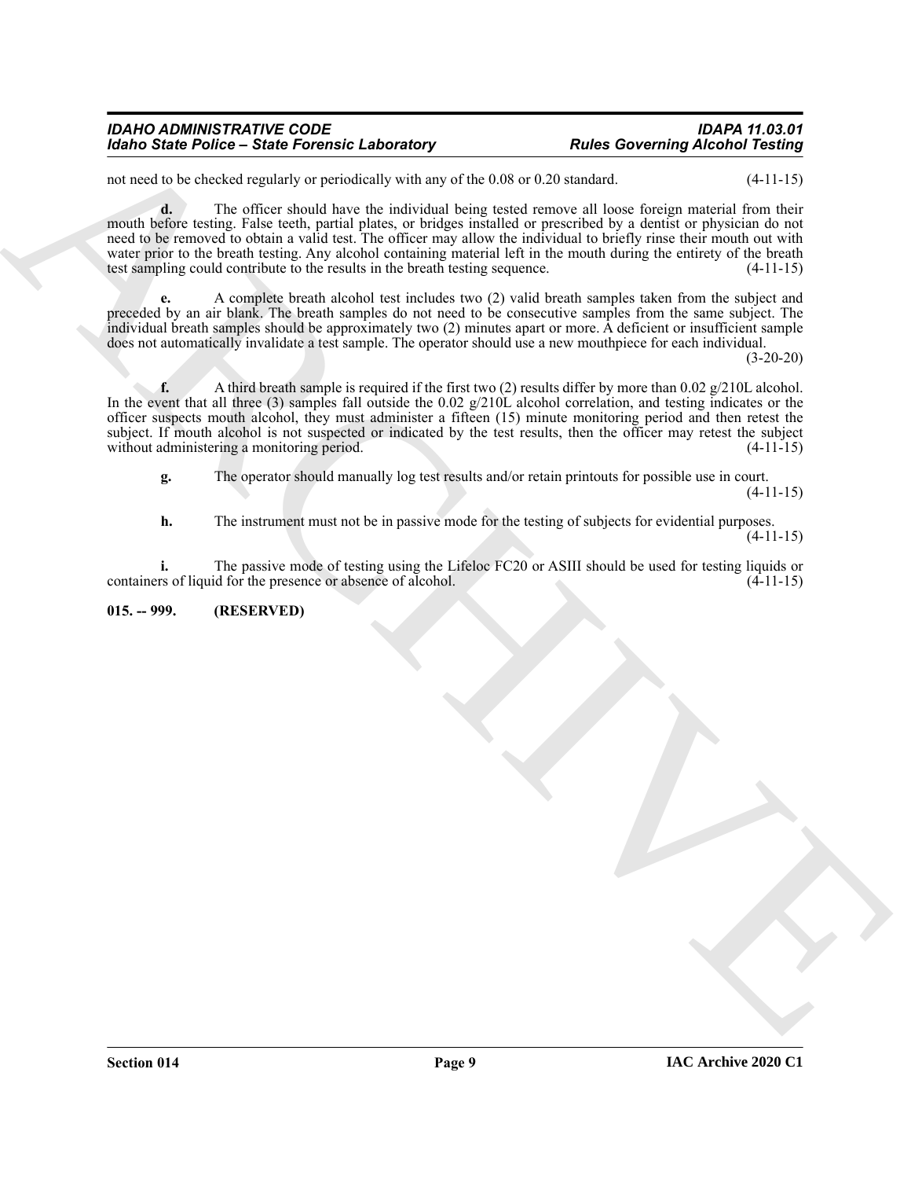not need to be checked regularly or periodically with any of the 0.08 or 0.20 standard. (4-11-15)

**d.** The officer should have the individual being tested remove all loose foreign material from their mouth before testing. False teeth, partial plates, or bridges installed or prescribed by a dentist or physician do not need to be removed to obtain a valid test. The officer may allow the individual to briefly rinse their mouth out with water prior to the breath testing. Any alcohol containing material left in the mouth during the entirety of the breath test sampling could contribute to the results in the breath testing sequence. (4-11-15)

**e.** A complete breath alcohol test includes two (2) valid breath samples taken from the subject and preceded by an air blank. The breath samples do not need to be consecutive samples from the same subject. The individual breath samples should be approximately two (2) minutes apart or more. A deficient or insufficient sample does not automatically invalidate a test sample. The operator should use a new mouthpiece for each individual. (3-20-20)

**f.** A third breath sample is required if the first two (2) results differ by more than 0.02 g/210L alcohol. In the event that all three (3) samples fall outside the 0.02 g/210L alcohol correlation, and testing indicates or the officer suspects mouth alcohol, they must administer a fifteen (15) minute monitoring period and then retest the subject. If mouth alcohol is not suspected or indicated by the test results, then the officer may retest the subject without administering a monitoring period. (4-11-15)

**g.** The operator should manually log test results and/or retain printouts for possible use in court. (4-11-15)

**h.** The instrument must not be in passive mode for the testing of subjects for evidential purposes. (4-11-15)

**i.** The passive mode of testing using the Lifeloc FC20 or ASIII should be used for testing liquids or containers of liquid for the presence or absence of alcohol. (4-11-15)

### 015. -- 999. (RESERVED)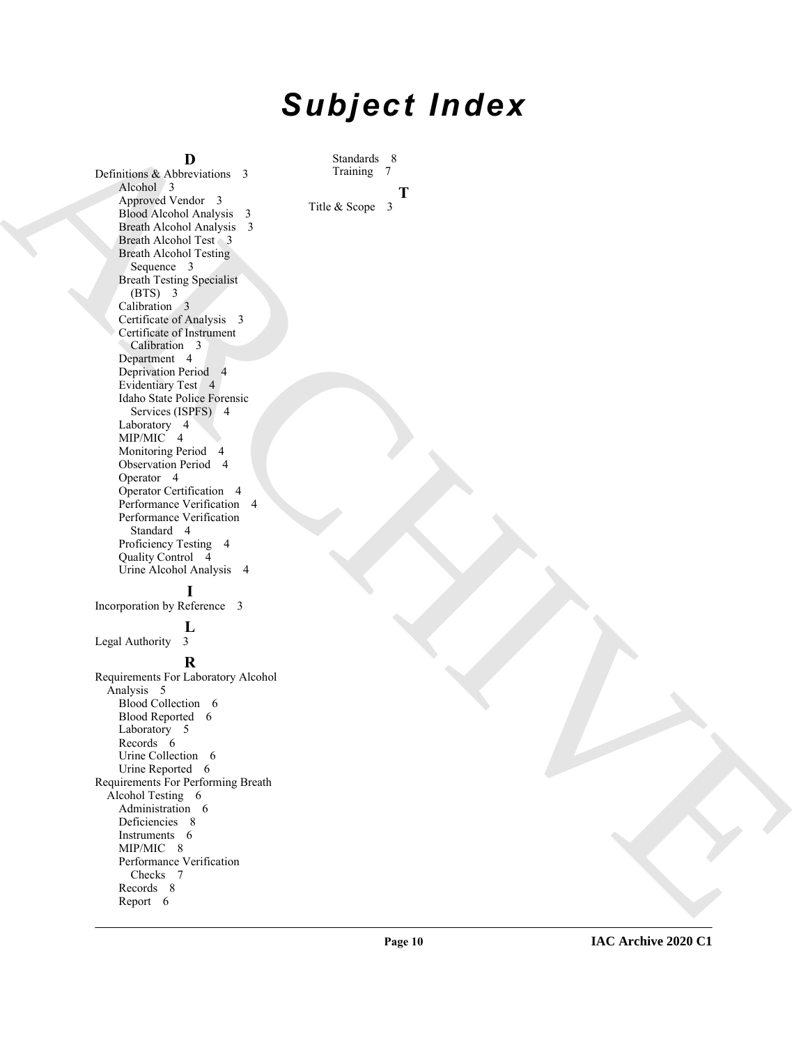# Subject Index

**D**

Definitions & Abbreviations 3
- Alcohol 3
- Approved Vendor 3
- Blood Alcohol Analysis 3
- Breath Alcohol Analysis 3
- Breath Alcohol Test 3
- Breath Alcohol Testing Sequence 3
- Breath Testing Specialist (BTS) 3
- Calibration 3
- Certificate of Analysis 3
- Certificate of Instrument Calibration 3
- Department 4
- Deprivation Period 4
- Evidentiary Test 4
- Idaho State Police Forensic Services (ISPFS) 4
- Laboratory 4
- MIP/MIC 4
- Monitoring Period 4
- Observation Period 4
- Operator 4
- Operator Certification 4
- Performance Verification 4
- Performance Verification Standard 4
- Proficiency Testing 4
- Quality Control 4
- Urine Alcohol Analysis 4

**I**

Incorporation by Reference 3

**L**

Legal Authority 3

**R**

Requirements For Laboratory Alcohol Analysis 5
- Blood Collection 6
- Blood Reported 6
- Laboratory 5
- Records 6
- Urine Collection 6
- Urine Reported 6

Requirements For Performing Breath Alcohol Testing 6
- Administration 6
- Deficiencies 8
- Instruments 6
- MIP/MIC 8
- Performance Verification Checks 7
- Records 8
- Report 6
- Standards 8
- Training 7

**T**

Title & Scope 3